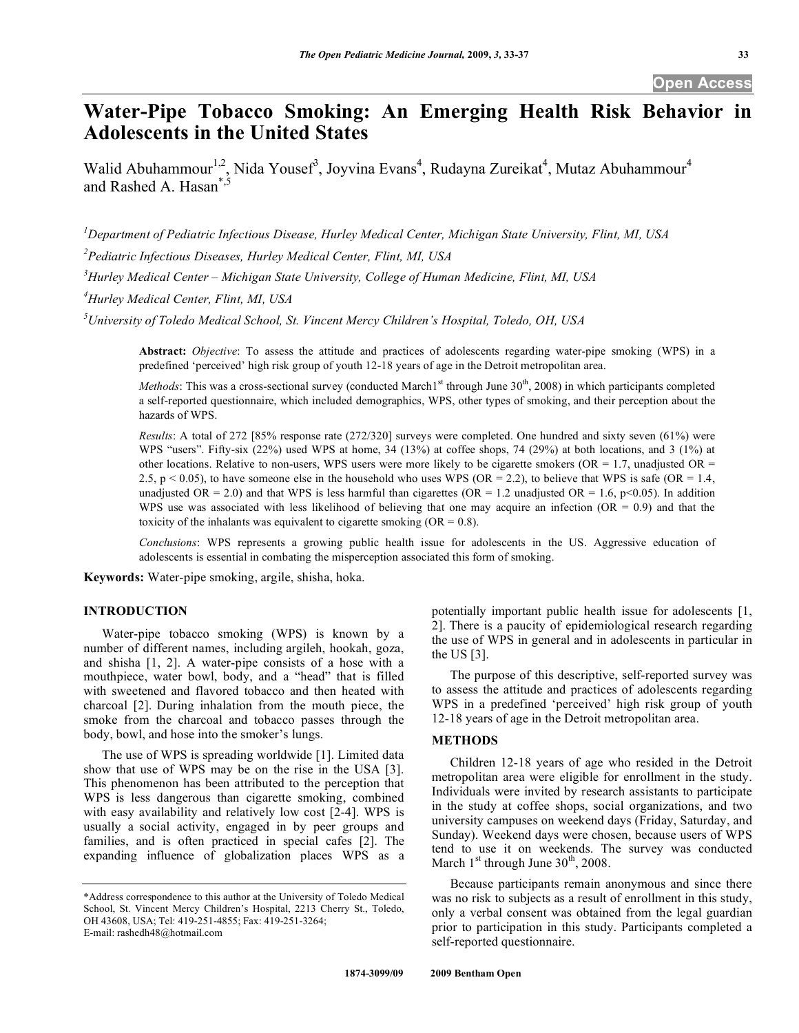# Water-Pipe Tobacco Smoking: An Emerging Health Risk Behavior in Adolescents in the United States

Walid Abuhammour[1,2], Nida Yousef[3], Joyvina Evans[4], Rudayna Zureikat[4], Mutaz Abuhammour[4] and Rashed A. Hasan[*,5]

[1]Department of Pediatric Infectious Disease, Hurley Medical Center, Michigan State University, Flint, MI, USA

[2]Pediatric Infectious Diseases, Hurley Medical Center, Flint, MI, USA

[3]Hurley Medical Center – Michigan State University, College of Human Medicine, Flint, MI, USA

[4]Hurley Medical Center, Flint, MI, USA

[5]University of Toledo Medical School, St. Vincent Mercy Children's Hospital, Toledo, OH, USA

**Abstract:** *Objective*: To assess the attitude and practices of adolescents regarding water-pipe smoking (WPS) in a predefined 'perceived' high risk group of youth 12-18 years of age in the Detroit metropolitan area.

*Methods*: This was a cross-sectional survey (conducted March1st through June 30th, 2008) in which participants completed a self-reported questionnaire, which included demographics, WPS, other types of smoking, and their perception about the hazards of WPS.

*Results*: A total of 272 [85% response rate (272/320] surveys were completed. One hundred and sixty seven (61%) were WPS "users". Fifty-six (22%) used WPS at home, 34 (13%) at coffee shops, 74 (29%) at both locations, and 3 (1%) at other locations. Relative to non-users, WPS users were more likely to be cigarette smokers (OR = 1.7, unadjusted OR = 2.5, $p < 0.05$), to have someone else in the household who uses WPS (OR = 2.2), to believe that WPS is safe (OR = 1.4, unadjusted OR = 2.0) and that WPS is less harmful than cigarettes (OR = 1.2 unadjusted OR = 1.6, $p<0.05$). In addition WPS use was associated with less likelihood of believing that one may acquire an infection (OR = 0.9) and that the toxicity of the inhalants was equivalent to cigarette smoking (OR = 0.8).

*Conclusions*: WPS represents a growing public health issue for adolescents in the US. Aggressive education of adolescents is essential in combating the misperception associated this form of smoking.

**Keywords:** Water-pipe smoking, argile, shisha, hoka.

## INTRODUCTION

Water-pipe tobacco smoking (WPS) is known by a number of different names, including argileh, hookah, goza, and shisha [1, 2]. A water-pipe consists of a hose with a mouthpiece, water bowl, body, and a "head" that is filled with sweetened and flavored tobacco and then heated with charcoal [2]. During inhalation from the mouth piece, the smoke from the charcoal and tobacco passes through the body, bowl, and hose into the smoker's lungs.

The use of WPS is spreading worldwide [1]. Limited data show that use of WPS may be on the rise in the USA [3]. This phenomenon has been attributed to the perception that WPS is less dangerous than cigarette smoking, combined with easy availability and relatively low cost [2-4]. WPS is usually a social activity, engaged in by peer groups and families, and is often practiced in special cafes [2]. The expanding influence of globalization places WPS as a potentially important public health issue for adolescents [1, 2]. There is a paucity of epidemiological research regarding the use of WPS in general and in adolescents in particular in the US [3].

The purpose of this descriptive, self-reported survey was to assess the attitude and practices of adolescents regarding WPS in a predefined 'perceived' high risk group of youth 12-18 years of age in the Detroit metropolitan area.

## METHODS

Children 12-18 years of age who resided in the Detroit metropolitan area were eligible for enrollment in the study. Individuals were invited by research assistants to participate in the study at coffee shops, social organizations, and two university campuses on weekend days (Friday, Saturday, and Sunday). Weekend days were chosen, because users of WPS tend to use it on weekends. The survey was conducted March 1st through June 30th, 2008.

Because participants remain anonymous and since there was no risk to subjects as a result of enrollment in this study, only a verbal consent was obtained from the legal guardian prior to participation in this study. Participants completed a self-reported questionnaire.

*Address correspondence to this author at the University of Toledo Medical School, St. Vincent Mercy Children's Hospital, 2213 Cherry St., Toledo, OH 43608, USA; Tel: 419-251-4855; Fax: 419-251-3264; E-mail: rashedh48@hotmail.com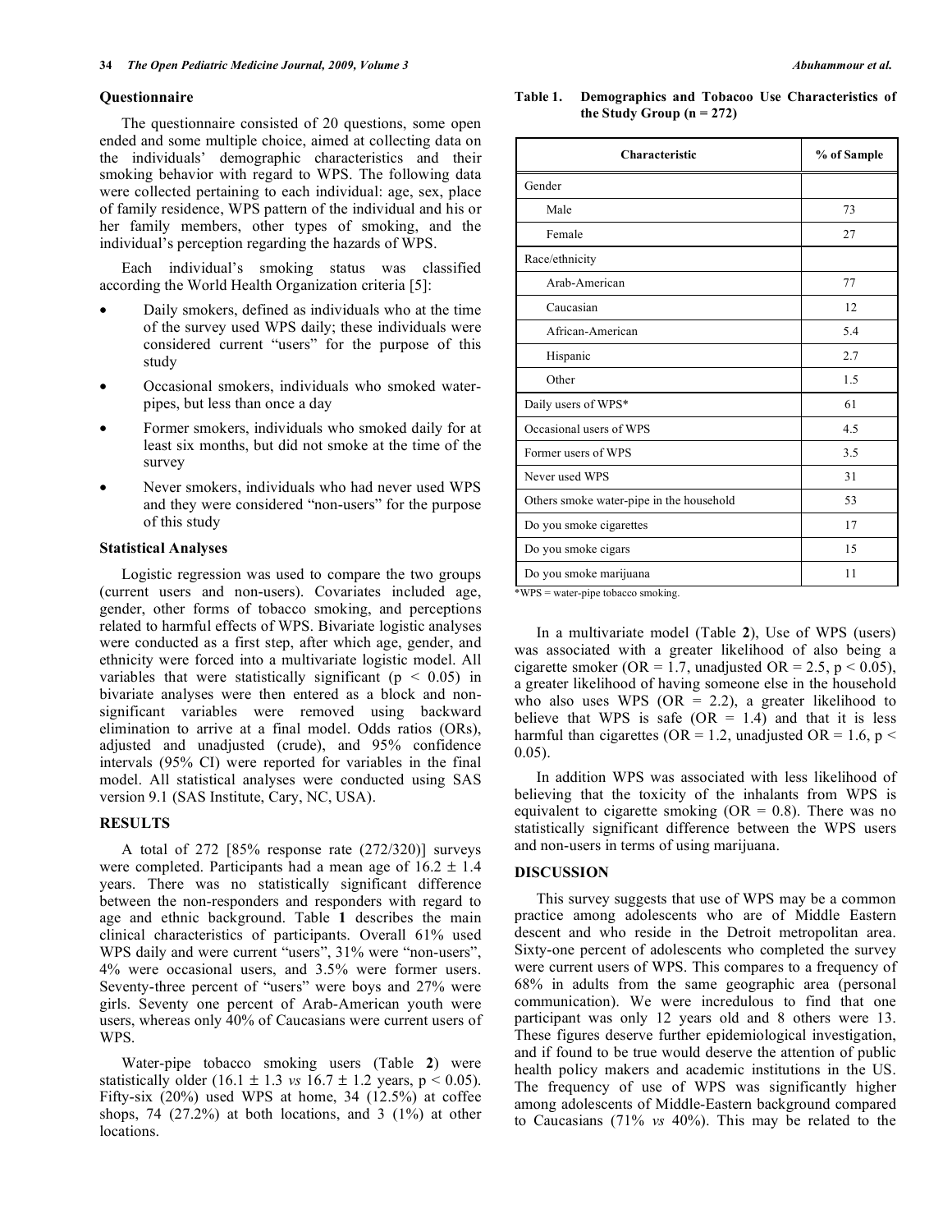### Questionnaire

The questionnaire consisted of 20 questions, some open ended and some multiple choice, aimed at collecting data on the individuals' demographic characteristics and their smoking behavior with regard to WPS. The following data were collected pertaining to each individual: age, sex, place of family residence, WPS pattern of the individual and his or her family members, other types of smoking, and the individual's perception regarding the hazards of WPS.

Each individual's smoking status was classified according the World Health Organization criteria [5]:

- Daily smokers, defined as individuals who at the time of the survey used WPS daily; these individuals were considered current "users" for the purpose of this study
- Occasional smokers, individuals who smoked water-pipes, but less than once a day
- Former smokers, individuals who smoked daily for at least six months, but did not smoke at the time of the survey
- Never smokers, individuals who had never used WPS and they were considered "non-users" for the purpose of this study

### Statistical Analyses

Logistic regression was used to compare the two groups (current users and non-users). Covariates included age, gender, other forms of tobacco smoking, and perceptions related to harmful effects of WPS. Bivariate logistic analyses were conducted as a first step, after which age, gender, and ethnicity were forced into a multivariate logistic model. All variables that were statistically significant ($p < 0.05$) in bivariate analyses were then entered as a block and non-significant variables were removed using backward elimination to arrive at a final model. Odds ratios (ORs), adjusted and unadjusted (crude), and 95% confidence intervals (95% CI) were reported for variables in the final model. All statistical analyses were conducted using SAS version 9.1 (SAS Institute, Cary, NC, USA).

## RESULTS

A total of 272 [85% response rate (272/320)] surveys were completed. Participants had a mean age of $16.2 \pm 1.4$ years. There was no statistically significant difference between the non-responders and responders with regard to age and ethnic background. Table **1** describes the main clinical characteristics of participants. Overall 61% used WPS daily and were current "users", 31% were "non-users", 4% were occasional users, and 3.5% were former users. Seventy-three percent of "users" were boys and 27% were girls. Seventy one percent of Arab-American youth were users, whereas only 40% of Caucasians were current users of WPS.

Water-pipe tobacco smoking users (Table **2**) were statistically older ($16.1 \pm 1.3$ *vs* $16.7 \pm 1.2$ years, $p < 0.05$). Fifty-six (20%) used WPS at home, 34 (12.5%) at coffee shops, 74 (27.2%) at both locations, and 3 (1%) at other locations.

**Table 1. Demographics and Tobacoo Use Characteristics of the Study Group (n = 272)**

| Characteristic | % of Sample |
|---|---|
| Gender | |
| Male | 73 |
| Female | 27 |
| Race/ethnicity | |
| Arab-American | 77 |
| Caucasian | 12 |
| African-American | 5.4 |
| Hispanic | 2.7 |
| Other | 1.5 |
| Daily users of WPS* | 61 |
| Occasional users of WPS | 4.5 |
| Former users of WPS | 3.5 |
| Never used WPS | 31 |
| Others smoke water-pipe in the household | 53 |
| Do you smoke cigarettes | 17 |
| Do you smoke cigars | 15 |
| Do you smoke marijuana | 11 |

*WPS = water-pipe tobacco smoking.

In a multivariate model (Table **2**), Use of WPS (users) was associated with a greater likelihood of also being a cigarette smoker (OR = 1.7, unadjusted OR = 2.5, $p < 0.05$), a greater likelihood of having someone else in the household who also uses WPS (OR = 2.2), a greater likelihood to believe that WPS is safe (OR = 1.4) and that it is less harmful than cigarettes (OR = 1.2, unadjusted OR = 1.6, $p < 0.05$).

In addition WPS was associated with less likelihood of believing that the toxicity of the inhalants from WPS is equivalent to cigarette smoking (OR = 0.8). There was no statistically significant difference between the WPS users and non-users in terms of using marijuana.

## DISCUSSION

This survey suggests that use of WPS may be a common practice among adolescents who are of Middle Eastern descent and who reside in the Detroit metropolitan area. Sixty-one percent of adolescents who completed the survey were current users of WPS. This compares to a frequency of 68% in adults from the same geographic area (personal communication). We were incredulous to find that one participant was only 12 years old and 8 others were 13. These figures deserve further epidemiological investigation, and if found to be true would deserve the attention of public health policy makers and academic institutions in the US. The frequency of use of WPS was significantly higher among adolescents of Middle-Eastern background compared to Caucasians (71% *vs* 40%). This may be related to the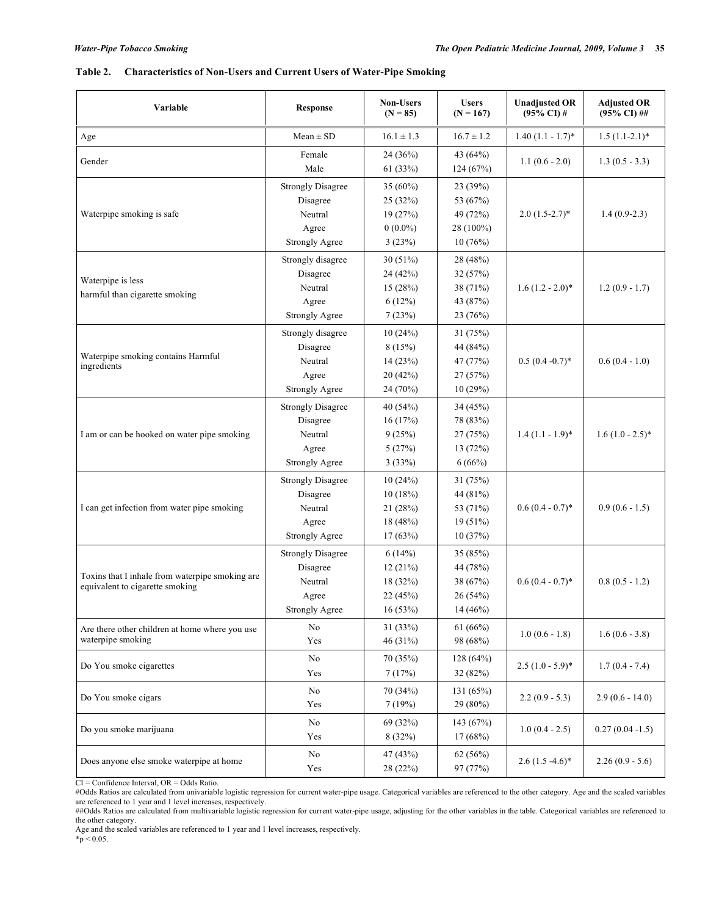**Table 2. Characteristics of Non-Users and Current Users of Water-Pipe Smoking**

| Variable | Response | Non-Users (N = 85) | Users (N = 167) | Unadjusted OR (95% CI) # | Adjusted OR (95% CI) ## |
|---|---|---|---|---|---|
| Age | Mean ± SD | 16.1 ± 1.3 | 16.7 ± 1.2 | 1.40 (1.1 - 1.7)* | 1.5 (1.1-2.1)* |
| Gender | Female | 24 (36%) | 43 (64%) | 1.1 (0.6 - 2.0) | 1.3 (0.5 - 3.3) |
| | Male | 61 (33%) | 124 (67%) | | |
| Waterpipe smoking is safe | Strongly Disagree | 35 (60%) | 23 (39%) | 2.0 (1.5-2.7)* | 1.4 (0.9-2.3) |
| | Disagree | 25 (32%) | 53 (67%) | | |
| | Neutral | 19 (27%) | 49 (72%) | | |
| | Agree | 0 (0.0%) | 28 (100%) | | |
| | Strongly Agree | 3 (23%) | 10 (76%) | | |
| Waterpipe is less harmful than cigarette smoking | Strongly disagree | 30 (51%) | 28 (48%) | 1.6 (1.2 - 2.0)* | 1.2 (0.9 - 1.7) |
| | Disagree | 24 (42%) | 32 (57%) | | |
| | Neutral | 15 (28%) | 38 (71%) | | |
| | Agree | 6 (12%) | 43 (87%) | | |
| | Strongly Agree | 7 (23%) | 23 (76%) | | |
| Waterpipe smoking contains Harmful ingredients | Strongly disagree | 10 (24%) | 31 (75%) | 0.5 (0.4 -0.7)* | 0.6 (0.4 - 1.0) |
| | Disagree | 8 (15%) | 44 (84%) | | |
| | Neutral | 14 (23%) | 47 (77%) | | |
| | Agree | 20 (42%) | 27 (57%) | | |
| | Strongly Agree | 24 (70%) | 10 (29%) | | |
| I am or can be hooked on water pipe smoking | Strongly Disagree | 40 (54%) | 34 (45%) | 1.4 (1.1 - 1.9)* | 1.6 (1.0 - 2.5)* |
| | Disagree | 16 (17%) | 78 (83%) | | |
| | Neutral | 9 (25%) | 27 (75%) | | |
| | Agree | 5 (27%) | 13 (72%) | | |
| | Strongly Agree | 3 (33%) | 6 (66%) | | |
| I can get infection from water pipe smoking | Strongly Disagree | 10 (24%) | 31 (75%) | 0.6 (0.4 - 0.7)* | 0.9 (0.6 - 1.5) |
| | Disagree | 10 (18%) | 44 (81%) | | |
| | Neutral | 21 (28%) | 53 (71%) | | |
| | Agree | 18 (48%) | 19 (51%) | | |
| | Strongly Agree | 17 (63%) | 10 (37%) | | |
| Toxins that I inhale from waterpipe smoking are equivalent to cigarette smoking | Strongly Disagree | 6 (14%) | 35 (85%) | 0.6 (0.4 - 0.7)* | 0.8 (0.5 - 1.2) |
| | Disagree | 12 (21%) | 44 (78%) | | |
| | Neutral | 18 (32%) | 38 (67%) | | |
| | Agree | 22 (45%) | 26 (54%) | | |
| | Strongly Agree | 16 (53%) | 14 (46%) | | |
| Are there other children at home where you use waterpipe smoking | No | 31 (33%) | 61 (66%) | 1.0 (0.6 - 1.8) | 1.6 (0.6 - 3.8) |
| | Yes | 46 (31%) | 98 (68%) | | |
| Do You smoke cigarettes | No | 70 (35%) | 128 (64%) | 2.5 (1.0 - 5.9)* | 1.7 (0.4 - 7.4) |
| | Yes | 7 (17%) | 32 (82%) | | |
| Do You smoke cigars | No | 70 (34%) | 131 (65%) | 2.2 (0.9 - 5.3) | 2.9 (0.6 - 14.0) |
| | Yes | 7 (19%) | 29 (80%) | | |
| Do you smoke marijuana | No | 69 (32%) | 143 (67%) | 1.0 (0.4 - 2.5) | 0.27 (0.04 -1.5) |
| | Yes | 8 (32%) | 17 (68%) | | |
| Does anyone else smoke waterpipe at home | No | 47 (43%) | 62 (56%) | 2.6 (1.5 -4.6)* | 2.26 (0.9 - 5.6) |
| | Yes | 28 (22%) | 97 (77%) | | |

CI = Confidence Interval, OR = Odds Ratio.

#Odds Ratios are calculated from univariable logistic regression for current water-pipe usage. Categorical variables are referenced to the other category. Age and the scaled variables are referenced to 1 year and 1 level increases, respectively.

##Odds Ratios are calculated from multivariable logistic regression for current water-pipe usage, adjusting for the other variables in the table. Categorical variables are referenced to the other category.

Age and the scaled variables are referenced to 1 year and 1 level increases, respectively.

*$p < 0.05$.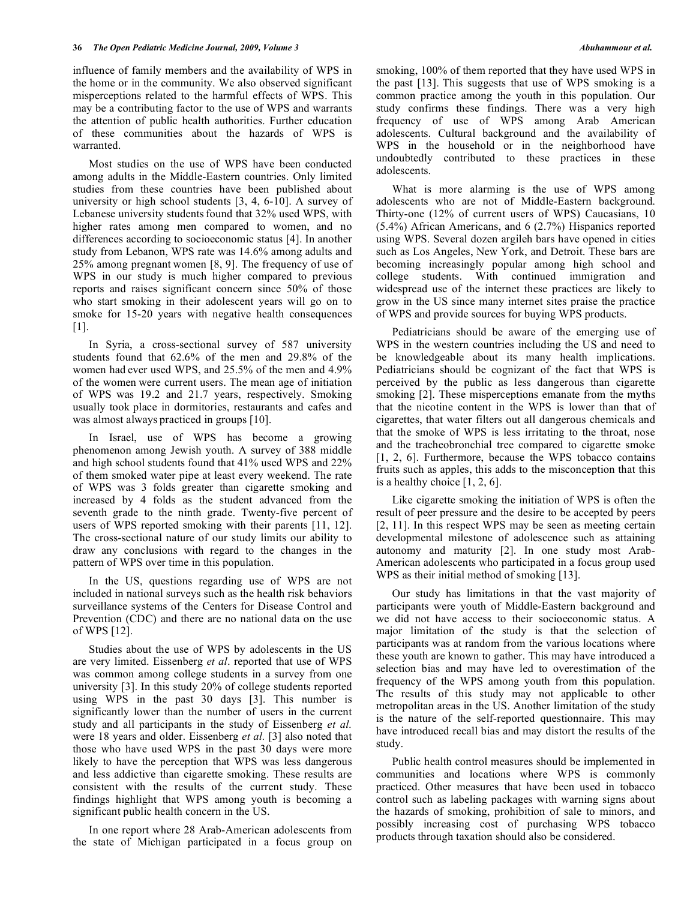influence of family members and the availability of WPS in the home or in the community. We also observed significant misperceptions related to the harmful effects of WPS. This may be a contributing factor to the use of WPS and warrants the attention of public health authorities. Further education of these communities about the hazards of WPS is warranted.

Most studies on the use of WPS have been conducted among adults in the Middle-Eastern countries. Only limited studies from these countries have been published about university or high school students [3, 4, 6-10]. A survey of Lebanese university students found that 32% used WPS, with higher rates among men compared to women, and no differences according to socioeconomic status [4]. In another study from Lebanon, WPS rate was 14.6% among adults and 25% among pregnant women [8, 9]. The frequency of use of WPS in our study is much higher compared to previous reports and raises significant concern since 50% of those who start smoking in their adolescent years will go on to smoke for 15-20 years with negative health consequences [1].

In Syria, a cross-sectional survey of 587 university students found that 62.6% of the men and 29.8% of the women had ever used WPS, and 25.5% of the men and 4.9% of the women were current users. The mean age of initiation of WPS was 19.2 and 21.7 years, respectively. Smoking usually took place in dormitories, restaurants and cafes and was almost always practiced in groups [10].

In Israel, use of WPS has become a growing phenomenon among Jewish youth. A survey of 388 middle and high school students found that 41% used WPS and 22% of them smoked water pipe at least every weekend. The rate of WPS was 3 folds greater than cigarette smoking and increased by 4 folds as the student advanced from the seventh grade to the ninth grade. Twenty-five percent of users of WPS reported smoking with their parents [11, 12]. The cross-sectional nature of our study limits our ability to draw any conclusions with regard to the changes in the pattern of WPS over time in this population.

In the US, questions regarding use of WPS are not included in national surveys such as the health risk behaviors surveillance systems of the Centers for Disease Control and Prevention (CDC) and there are no national data on the use of WPS [12].

Studies about the use of WPS by adolescents in the US are very limited. Eissenberg *et al*. reported that use of WPS was common among college students in a survey from one university [3]. In this study 20% of college students reported using WPS in the past 30 days [3]. This number is significantly lower than the number of users in the current study and all participants in the study of Eissenberg *et al.* were 18 years and older. Eissenberg *et al.* [3] also noted that those who have used WPS in the past 30 days were more likely to have the perception that WPS was less dangerous and less addictive than cigarette smoking. These results are consistent with the results of the current study. These findings highlight that WPS among youth is becoming a significant public health concern in the US.

In one report where 28 Arab-American adolescents from the state of Michigan participated in a focus group on smoking, 100% of them reported that they have used WPS in the past [13]. This suggests that use of WPS smoking is a common practice among the youth in this population. Our study confirms these findings. There was a very high frequency of use of WPS among Arab American adolescents. Cultural background and the availability of WPS in the household or in the neighborhood have undoubtedly contributed to these practices in these adolescents.

What is more alarming is the use of WPS among adolescents who are not of Middle-Eastern background. Thirty-one (12% of current users of WPS) Caucasians, 10 (5.4%) African Americans, and 6 (2.7%) Hispanics reported using WPS. Several dozen argileh bars have opened in cities such as Los Angeles, New York, and Detroit. These bars are becoming increasingly popular among high school and college students. With continued immigration and widespread use of the internet these practices are likely to grow in the US since many internet sites praise the practice of WPS and provide sources for buying WPS products.

Pediatricians should be aware of the emerging use of WPS in the western countries including the US and need to be knowledgeable about its many health implications. Pediatricians should be cognizant of the fact that WPS is perceived by the public as less dangerous than cigarette smoking [2]. These misperceptions emanate from the myths that the nicotine content in the WPS is lower than that of cigarettes, that water filters out all dangerous chemicals and that the smoke of WPS is less irritating to the throat, nose and the tracheobronchial tree compared to cigarette smoke [1, 2, 6]. Furthermore, because the WPS tobacco contains fruits such as apples, this adds to the misconception that this is a healthy choice [1, 2, 6].

Like cigarette smoking the initiation of WPS is often the result of peer pressure and the desire to be accepted by peers [2, 11]. In this respect WPS may be seen as meeting certain developmental milestone of adolescence such as attaining autonomy and maturity [2]. In one study most Arab-American adolescents who participated in a focus group used WPS as their initial method of smoking [13].

Our study has limitations in that the vast majority of participants were youth of Middle-Eastern background and we did not have access to their socioeconomic status. A major limitation of the study is that the selection of participants was at random from the various locations where these youth are known to gather. This may have introduced a selection bias and may have led to overestimation of the frequency of the WPS among youth from this population. The results of this study may not applicable to other metropolitan areas in the US. Another limitation of the study is the nature of the self-reported questionnaire. This may have introduced recall bias and may distort the results of the study.

Public health control measures should be implemented in communities and locations where WPS is commonly practiced. Other measures that have been used in tobacco control such as labeling packages with warning signs about the hazards of smoking, prohibition of sale to minors, and possibly increasing cost of purchasing WPS tobacco products through taxation should also be considered.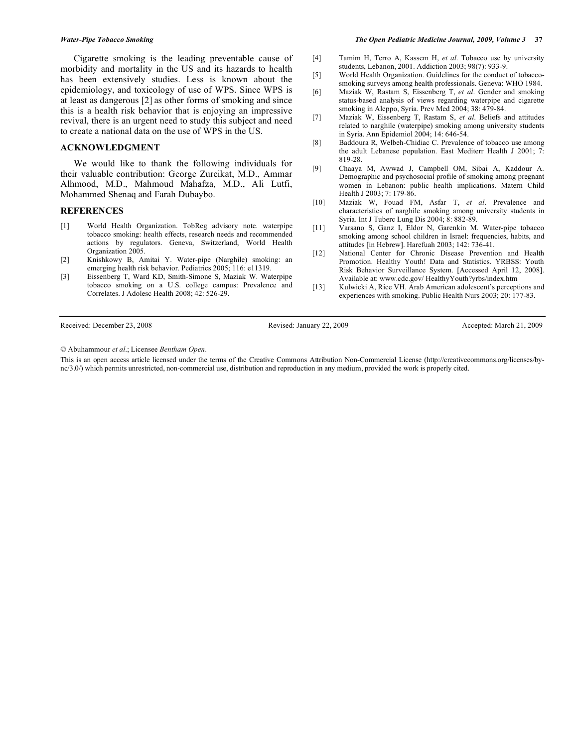Cigarette smoking is the leading preventable cause of morbidity and mortality in the US and its hazards to health has been extensively studies. Less is known about the epidemiology, and toxicology of use of WPS. Since WPS is at least as dangerous [2] as other forms of smoking and since this is a health risk behavior that is enjoying an impressive revival, there is an urgent need to study this subject and need to create a national data on the use of WPS in the US.

## ACKNOWLEDGMENT

We would like to thank the following individuals for their valuable contribution: George Zureikat, M.D., Ammar Alhmood, M.D., Mahmoud Mahafza, M.D., Ali Lutfi, Mohammed Shenaq and Farah Dubaybo.

## REFERENCES

[1] World Health Organization. TobReg advisory note. waterpipe tobacco smoking: health effects, research needs and recommended actions by regulators. Geneva, Switzerland, World Health Organization 2005.

[2] Knishkowy B, Amitai Y. Water-pipe (Narghile) smoking: an emerging health risk behavior. Pediatrics 2005; 116: e11319.

[3] Eissenberg T, Ward KD, Smith-Simone S, Maziak W. Waterpipe tobacco smoking on a U.S. college campus: Prevalence and Correlates. J Adolesc Health 2008; 42: 526-29.

[4] Tamim H, Terro A, Kassem H, *et al*. Tobacco use by university students, Lebanon, 2001. Addiction 2003; 98(7): 933-9.

[5] World Health Organization. Guidelines for the conduct of tobacco-smoking surveys among health professionals. Geneva: WHO 1984.

[6] Maziak W, Rastam S, Eissenberg T, *et al*. Gender and smoking status-based analysis of views regarding waterpipe and cigarette smoking in Aleppo, Syria. Prev Med 2004; 38: 479-84.

[7] Maziak W, Eissenberg T, Rastam S, *et al*. Beliefs and attitudes related to narghile (waterpipe) smoking among university students in Syria. Ann Epidemiol 2004; 14: 646-54.

[8] Baddoura R, Welbeh-Chidiac C. Prevalence of tobacco use among the adult Lebanese population. East Mediterr Health J 2001; 7: 819-28.

[9] Chaaya M, Awwad J, Campbell OM, Sibai A, Kaddour A. Demographic and psychosocial profile of smoking among pregnant women in Lebanon: public health implications. Matern Child Health J 2003; 7: 179-86.

[10] Maziak W, Fouad FM, Asfar T, *et al*. Prevalence and characteristics of narghile smoking among university students in Syria. Int J Tuberc Lung Dis 2004; 8: 882-89.

[11] Varsano S, Ganz I, Eldor N, Garenkin M. Water-pipe tobacco smoking among school children in Israel: frequencies, habits, and attitudes [in Hebrew]. Harefuah 2003; 142: 736-41.

[12] National Center for Chronic Disease Prevention and Health Promotion. Healthy Youth! Data and Statistics. YRBSS: Youth Risk Behavior Surveillance System. [Accessed April 12, 2008]. Available at: www.cdc.gov/ HealthyYouth?yrbs/index.htm

[13] Kulwicki A, Rice VH. Arab American adolescent's perceptions and experiences with smoking. Public Health Nurs 2003; 20: 177-83.

Received: December 23, 2008 Revised: January 22, 2009 Accepted: March 21, 2009

© Abuhammour *et al*.; Licensee *Bentham Open*.

This is an open access article licensed under the terms of the Creative Commons Attribution Non-Commercial License (http://creativecommons.org/licenses/by-nc/3.0/) which permits unrestricted, non-commercial use, distribution and reproduction in any medium, provided the work is properly cited.